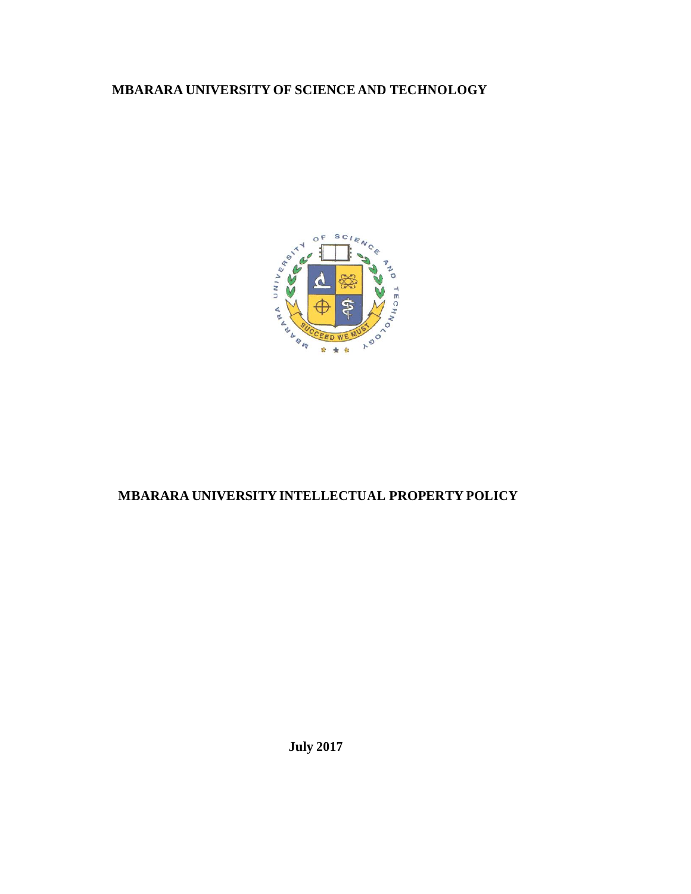# MBARARA UNIVERSITY OF SCIENCE AND TECHNOLOGY

## MBARARA UNIVERSITY INTELLECTUAL PROPERTY POLICY

**July 2017**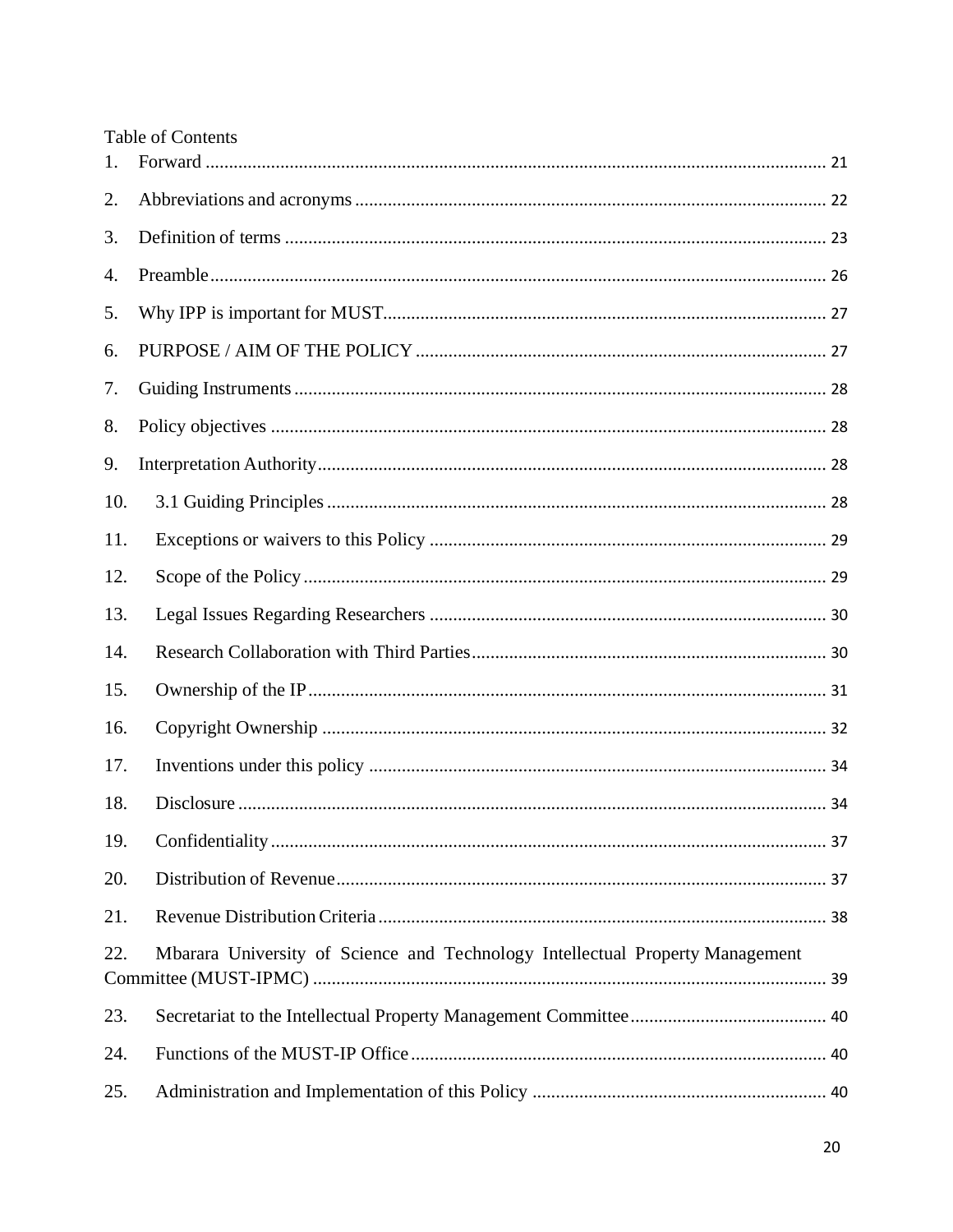Table of Contents

1. Forward ..... 21
2. Abbreviations and acronyms ..... 22
3. Definition of terms ..... 23
4. Preamble ..... 26
5. Why IPP is important for MUST ..... 27
6. PURPOSE / AIM OF THE POLICY ..... 27
7. Guiding Instruments ..... 28
8. Policy objectives ..... 28
9. Interpretation Authority ..... 28
10. 3.1 Guiding Principles ..... 28
11. Exceptions or waivers to this Policy ..... 29
12. Scope of the Policy ..... 29
13. Legal Issues Regarding Researchers ..... 30
14. Research Collaboration with Third Parties ..... 30
15. Ownership of the IP ..... 31
16. Copyright Ownership ..... 32
17. Inventions under this policy ..... 34
18. Disclosure ..... 34
19. Confidentiality ..... 37
20. Distribution of Revenue ..... 37
21. Revenue Distribution Criteria ..... 38
22. Mbarara University of Science and Technology Intellectual Property Management Committee (MUST-IPMC) ..... 39
23. Secretariat to the Intellectual Property Management Committee ..... 40
24. Functions of the MUST-IP Office ..... 40
25. Administration and Implementation of this Policy ..... 40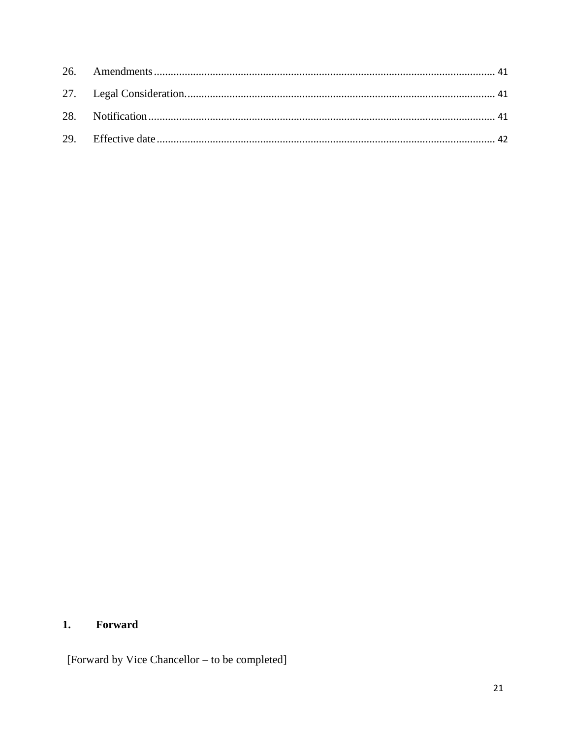26. Amendments........................................................................................................................... 41

27. Legal Consideration............................................................................................................... 41

28. Notification............................................................................................................................ 41

29. Effective date.......................................................................................................................... 42

## 1. Forward

[Forward by Vice Chancellor – to be completed]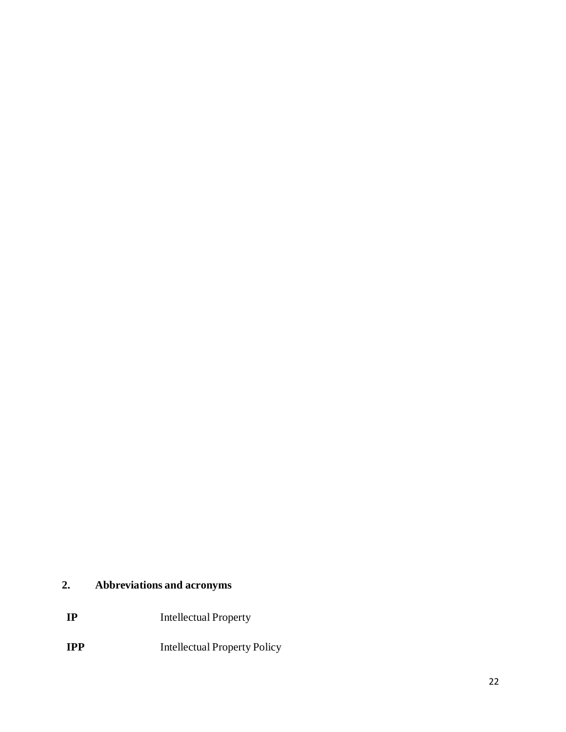## 2. Abbreviations and acronyms

| | |
|---|---|
| **IP** | Intellectual Property |
| **IPP** | Intellectual Property Policy |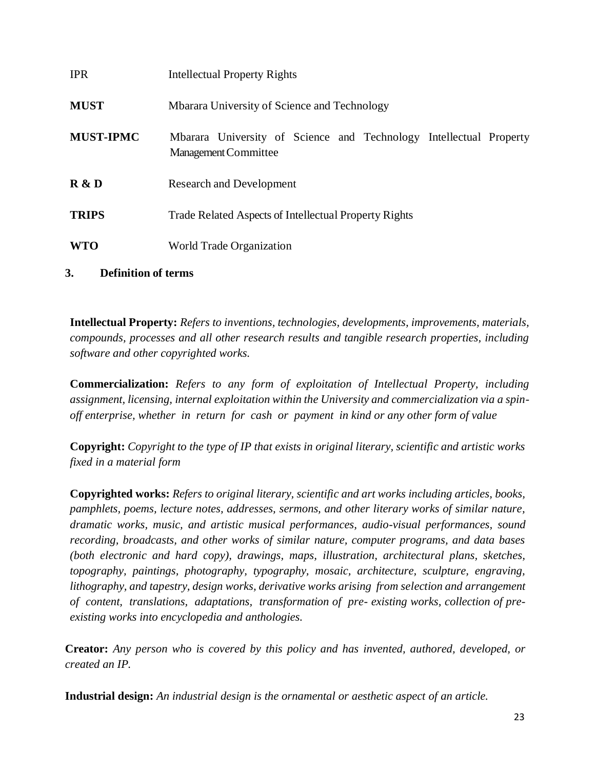| | |
|---|---|
| IPR | Intellectual Property Rights |
| **MUST** | Mbarara University of Science and Technology |
| **MUST-IPMC** | Mbarara University of Science and Technology Intellectual Property Management Committee |
| **R & D** | Research and Development |
| **TRIPS** | Trade Related Aspects of Intellectual Property Rights |
| **WTO** | World Trade Organization |

## 3. Definition of terms

**Intellectual Property:** *Refers to inventions, technologies, developments, improvements, materials, compounds, processes and all other research results and tangible research properties, including software and other copyrighted works.*

**Commercialization:** *Refers to any form of exploitation of Intellectual Property, including assignment, licensing, internal exploitation within the University and commercialization via a spin-off enterprise, whether in return for cash or payment in kind or any other form of value*

**Copyright:** *Copyright to the type of IP that exists in original literary, scientific and artistic works fixed in a material form*

**Copyrighted works:** *Refers to original literary, scientific and art works including articles, books, pamphlets, poems, lecture notes, addresses, sermons, and other literary works of similar nature, dramatic works, music, and artistic musical performances, audio-visual performances, sound recording, broadcasts, and other works of similar nature, computer programs, and data bases (both electronic and hard copy), drawings, maps, illustration, architectural plans, sketches, topography, paintings, photography, typography, mosaic, architecture, sculpture, engraving, lithography, and tapestry, design works, derivative works arising from selection and arrangement of content, translations, adaptations, transformation of pre- existing works, collection of pre-existing works into encyclopedia and anthologies.*

**Creator:** *Any person who is covered by this policy and has invented, authored, developed, or created an IP.*

**Industrial design:** *An industrial design is the ornamental or aesthetic aspect of an article.*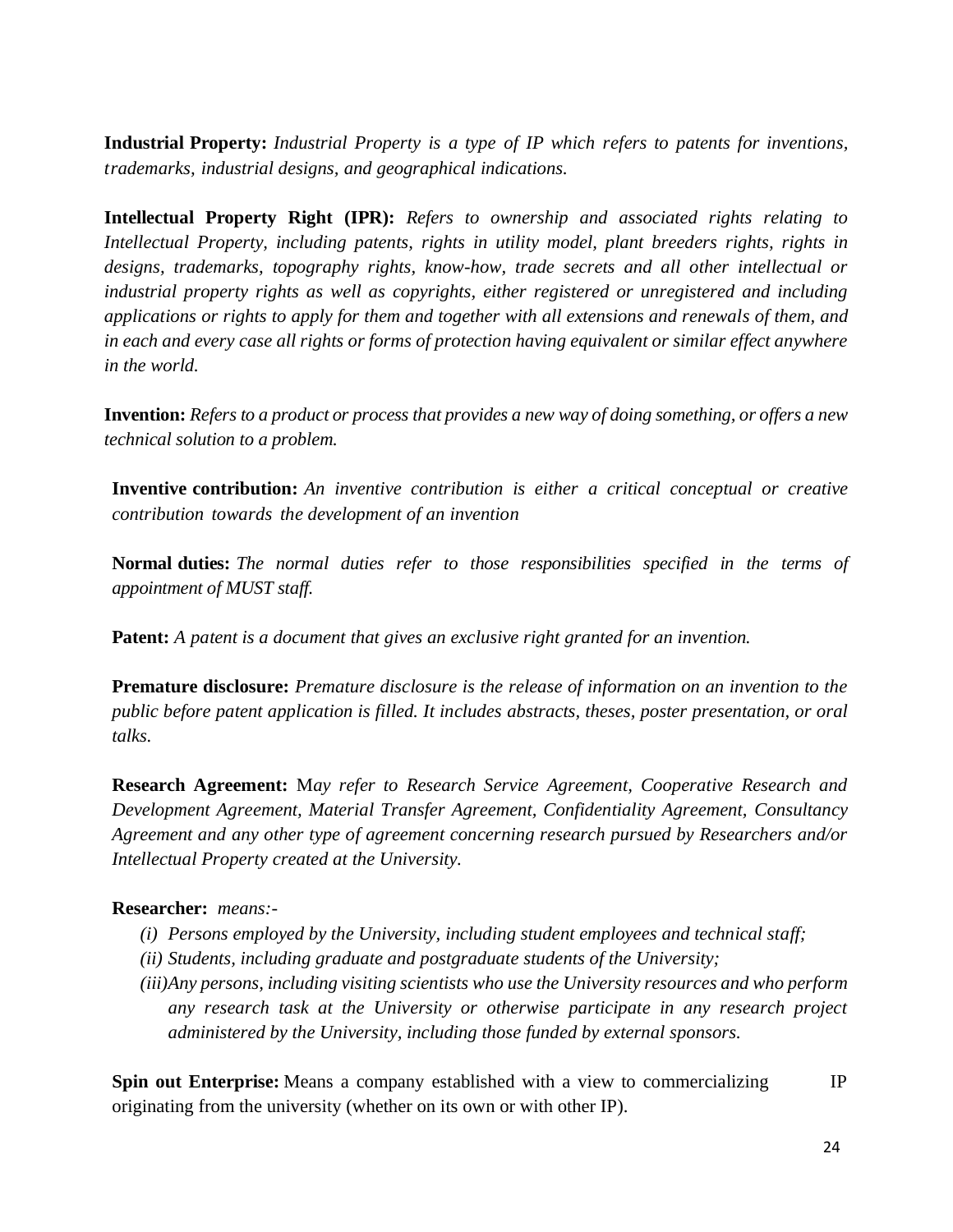**Industrial Property:** *Industrial Property is a type of IP which refers to patents for inventions, trademarks, industrial designs, and geographical indications.*

**Intellectual Property Right (IPR):** *Refers to ownership and associated rights relating to Intellectual Property, including patents, rights in utility model, plant breeders rights, rights in designs, trademarks, topography rights, know-how, trade secrets and all other intellectual or industrial property rights as well as copyrights, either registered or unregistered and including applications or rights to apply for them and together with all extensions and renewals of them, and in each and every case all rights or forms of protection having equivalent or similar effect anywhere in the world.*

**Invention:** *Refers to a product or process that provides a new way of doing something, or offers a new technical solution to a problem.*

**Inventive contribution:** *An inventive contribution is either a critical conceptual or creative contribution towards the development of an invention*

**Normal duties:** *The normal duties refer to those responsibilities specified in the terms of appointment of MUST staff.*

**Patent:** *A patent is a document that gives an exclusive right granted for an invention.*

**Premature disclosure:** *Premature disclosure is the release of information on an invention to the public before patent application is filled. It includes abstracts, theses, poster presentation, or oral talks.*

**Research Agreement:** M*ay refer to Research Service Agreement, Cooperative Research and Development Agreement, Material Transfer Agreement, Confidentiality Agreement, Consultancy Agreement and any other type of agreement concerning research pursued by Researchers and/or Intellectual Property created at the University.*

**Researcher:** *means:-*

*(i) Persons employed by the University, including student employees and technical staff;*
*(ii) Students, including graduate and postgraduate students of the University;*
*(iii) Any persons, including visiting scientists who use the University resources and who perform any research task at the University or otherwise participate in any research project administered by the University, including those funded by external sponsors.*

**Spin out Enterprise:** Means a company established with a view to commercializing IP originating from the university (whether on its own or with other IP).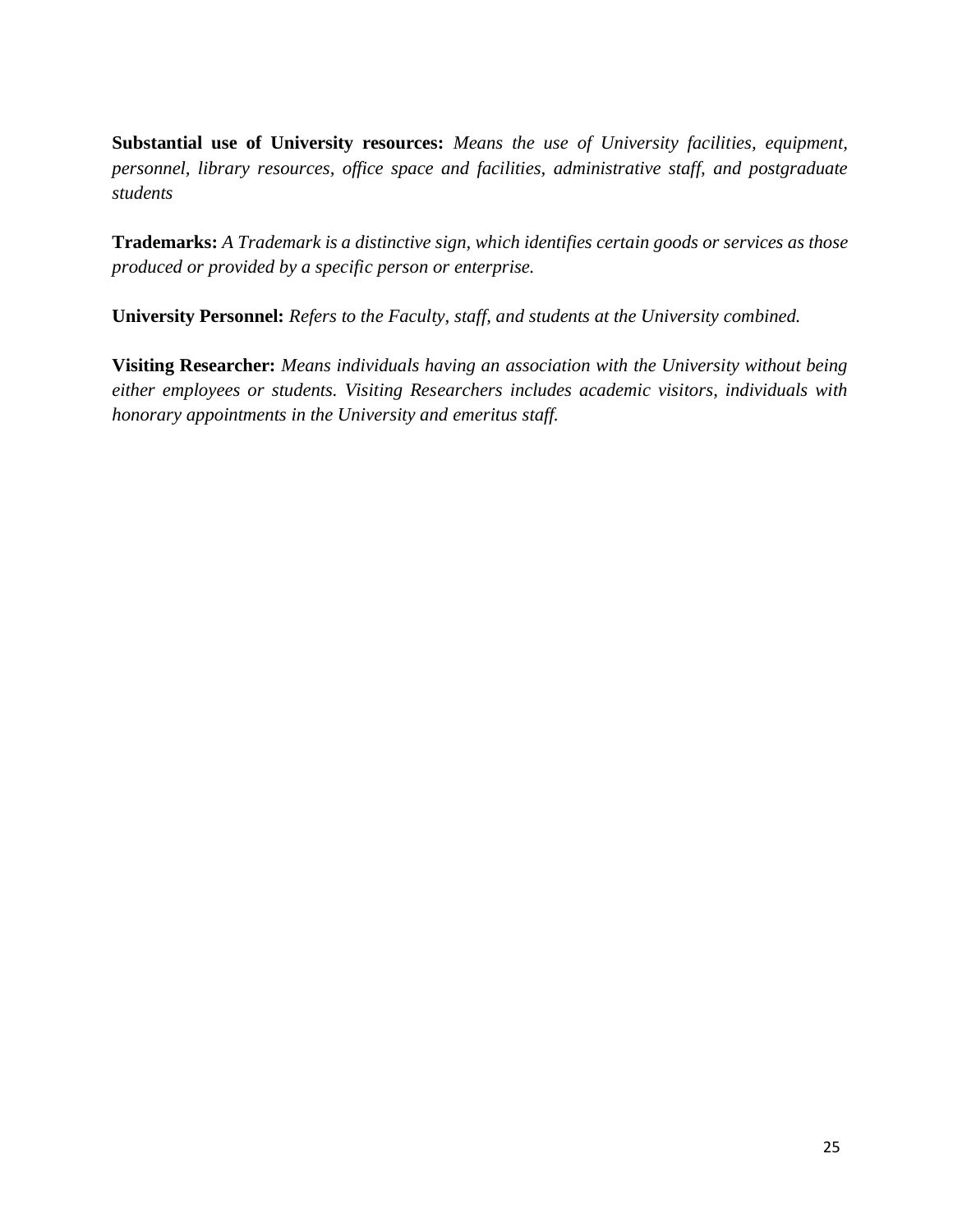**Substantial use of University resources:** *Means the use of University facilities, equipment, personnel, library resources, office space and facilities, administrative staff, and postgraduate students*

**Trademarks:** *A Trademark is a distinctive sign, which identifies certain goods or services as those produced or provided by a specific person or enterprise.*

**University Personnel:** *Refers to the Faculty, staff, and students at the University combined.*

**Visiting Researcher:** *Means individuals having an association with the University without being either employees or students. Visiting Researchers includes academic visitors, individuals with honorary appointments in the University and emeritus staff.*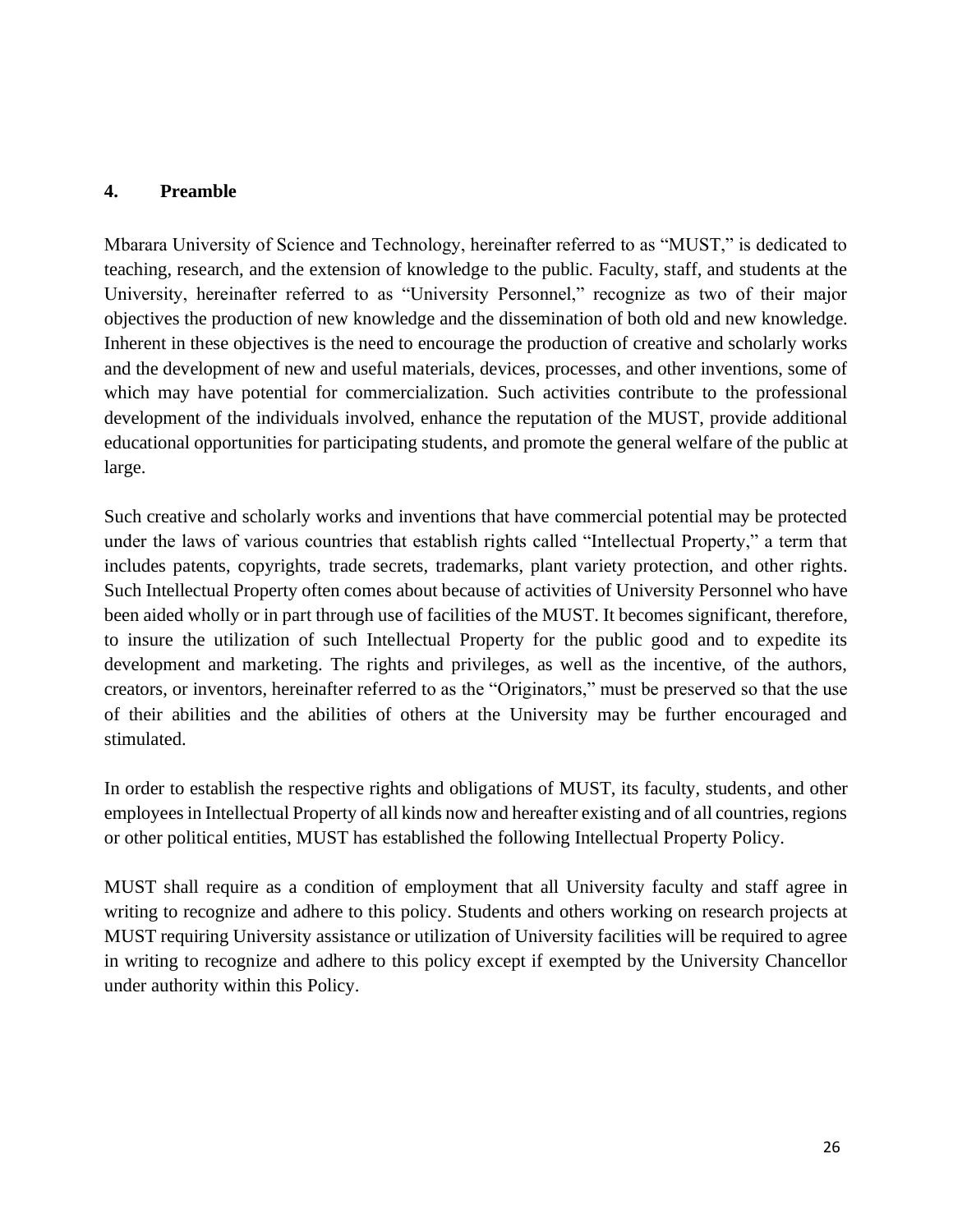## 4. Preamble

Mbarara University of Science and Technology, hereinafter referred to as "MUST," is dedicated to teaching, research, and the extension of knowledge to the public. Faculty, staff, and students at the University, hereinafter referred to as "University Personnel," recognize as two of their major objectives the production of new knowledge and the dissemination of both old and new knowledge. Inherent in these objectives is the need to encourage the production of creative and scholarly works and the development of new and useful materials, devices, processes, and other inventions, some of which may have potential for commercialization. Such activities contribute to the professional development of the individuals involved, enhance the reputation of the MUST, provide additional educational opportunities for participating students, and promote the general welfare of the public at large.

Such creative and scholarly works and inventions that have commercial potential may be protected under the laws of various countries that establish rights called "Intellectual Property," a term that includes patents, copyrights, trade secrets, trademarks, plant variety protection, and other rights. Such Intellectual Property often comes about because of activities of University Personnel who have been aided wholly or in part through use of facilities of the MUST. It becomes significant, therefore, to insure the utilization of such Intellectual Property for the public good and to expedite its development and marketing. The rights and privileges, as well as the incentive, of the authors, creators, or inventors, hereinafter referred to as the "Originators," must be preserved so that the use of their abilities and the abilities of others at the University may be further encouraged and stimulated.

In order to establish the respective rights and obligations of MUST, its faculty, students, and other employees in Intellectual Property of all kinds now and hereafter existing and of all countries, regions or other political entities, MUST has established the following Intellectual Property Policy.

MUST shall require as a condition of employment that all University faculty and staff agree in writing to recognize and adhere to this policy. Students and others working on research projects at MUST requiring University assistance or utilization of University facilities will be required to agree in writing to recognize and adhere to this policy except if exempted by the University Chancellor under authority within this Policy.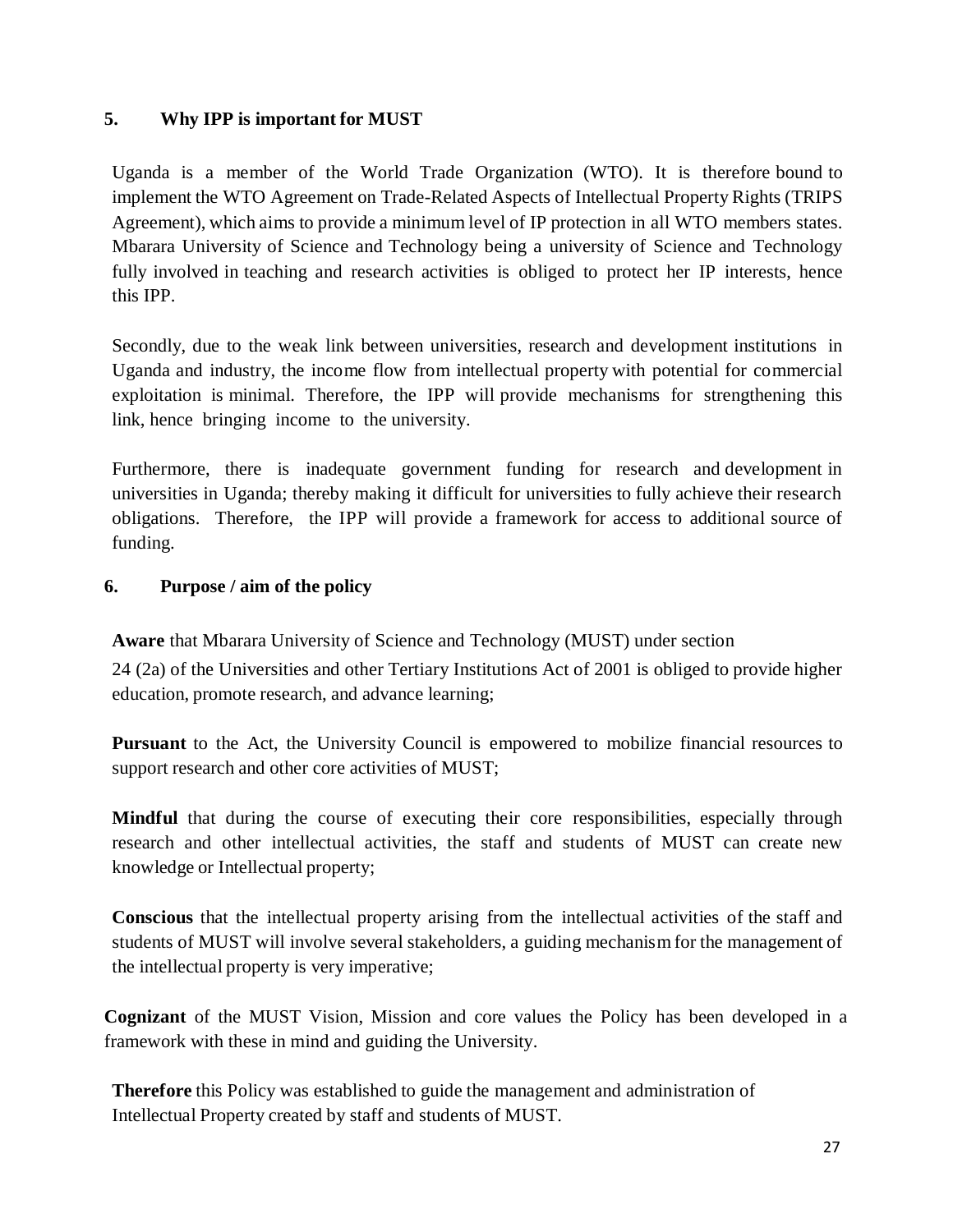## 5. Why IPP is important for MUST

Uganda is a member of the World Trade Organization (WTO). It is therefore bound to implement the WTO Agreement on Trade-Related Aspects of Intellectual Property Rights (TRIPS Agreement), which aims to provide a minimum level of IP protection in all WTO members states. Mbarara University of Science and Technology being a university of Science and Technology fully involved in teaching and research activities is obliged to protect her IP interests, hence this IPP.

Secondly, due to the weak link between universities, research and development institutions in Uganda and industry, the income flow from intellectual property with potential for commercial exploitation is minimal. Therefore, the IPP will provide mechanisms for strengthening this link, hence bringing income to the university.

Furthermore, there is inadequate government funding for research and development in universities in Uganda; thereby making it difficult for universities to fully achieve their research obligations. Therefore, the IPP will provide a framework for access to additional source of funding.

## 6. Purpose / aim of the policy

**Aware** that Mbarara University of Science and Technology (MUST) under section 24 (2a) of the Universities and other Tertiary Institutions Act of 2001 is obliged to provide higher education, promote research, and advance learning;

**Pursuant** to the Act, the University Council is empowered to mobilize financial resources to support research and other core activities of MUST;

**Mindful** that during the course of executing their core responsibilities, especially through research and other intellectual activities, the staff and students of MUST can create new knowledge or Intellectual property;

**Conscious** that the intellectual property arising from the intellectual activities of the staff and students of MUST will involve several stakeholders, a guiding mechanism for the management of the intellectual property is very imperative;

**Cognizant** of the MUST Vision, Mission and core values the Policy has been developed in a framework with these in mind and guiding the University.

**Therefore** this Policy was established to guide the management and administration of Intellectual Property created by staff and students of MUST.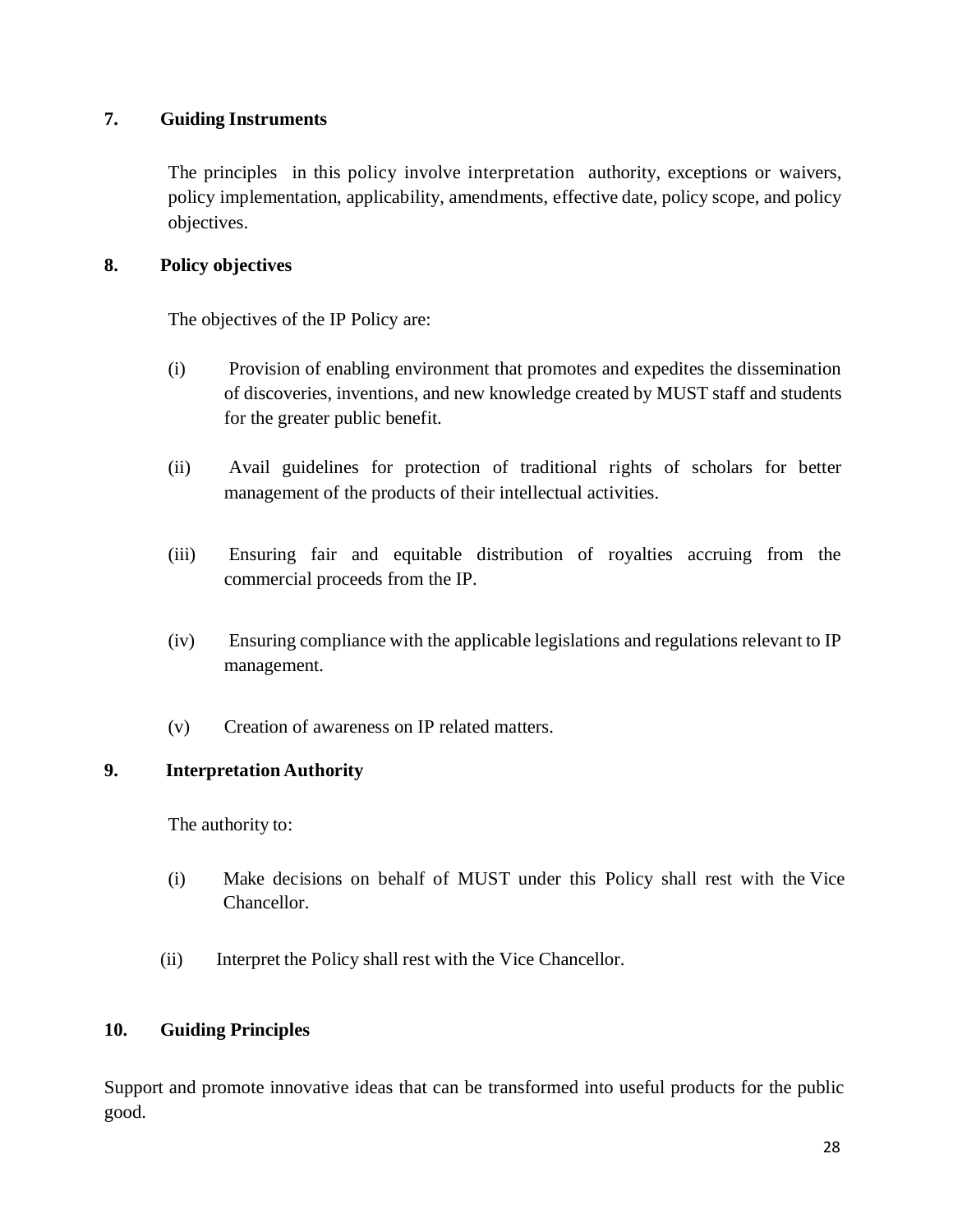## 7. Guiding Instruments

The principles in this policy involve interpretation authority, exceptions or waivers, policy implementation, applicability, amendments, effective date, policy scope, and policy objectives.

## 8. Policy objectives

The objectives of the IP Policy are:

(i) Provision of enabling environment that promotes and expedites the dissemination of discoveries, inventions, and new knowledge created by MUST staff and students for the greater public benefit.

(ii) Avail guidelines for protection of traditional rights of scholars for better management of the products of their intellectual activities.

(iii) Ensuring fair and equitable distribution of royalties accruing from the commercial proceeds from the IP.

(iv) Ensuring compliance with the applicable legislations and regulations relevant to IP management.

(v) Creation of awareness on IP related matters.

## 9. Interpretation Authority

The authority to:

(i) Make decisions on behalf of MUST under this Policy shall rest with the Vice Chancellor.

(ii) Interpret the Policy shall rest with the Vice Chancellor.

## 10. Guiding Principles

Support and promote innovative ideas that can be transformed into useful products for the public good.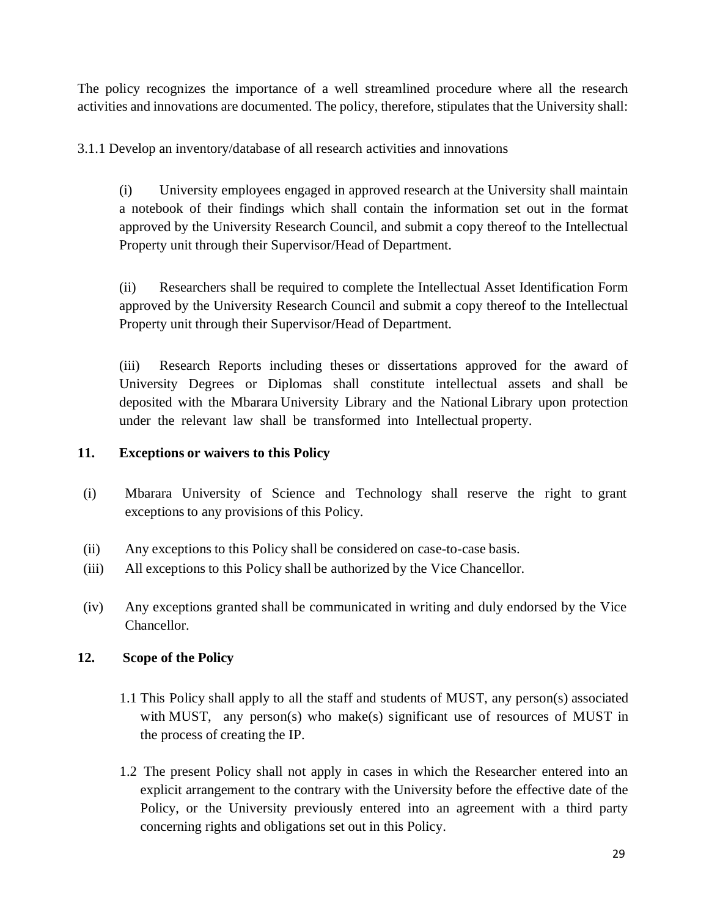The policy recognizes the importance of a well streamlined procedure where all the research activities and innovations are documented. The policy, therefore, stipulates that the University shall:

3.1.1 Develop an inventory/database of all research activities and innovations

(i) University employees engaged in approved research at the University shall maintain a notebook of their findings which shall contain the information set out in the format approved by the University Research Council, and submit a copy thereof to the Intellectual Property unit through their Supervisor/Head of Department.

(ii) Researchers shall be required to complete the Intellectual Asset Identification Form approved by the University Research Council and submit a copy thereof to the Intellectual Property unit through their Supervisor/Head of Department.

(iii) Research Reports including theses or dissertations approved for the award of University Degrees or Diplomas shall constitute intellectual assets and shall be deposited with the Mbarara University Library and the National Library upon protection under the relevant law shall be transformed into Intellectual property.

## 11. Exceptions or waivers to this Policy

(i) Mbarara University of Science and Technology shall reserve the right to grant exceptions to any provisions of this Policy.

(ii) Any exceptions to this Policy shall be considered on case-to-case basis.

(iii) All exceptions to this Policy shall be authorized by the Vice Chancellor.

(iv) Any exceptions granted shall be communicated in writing and duly endorsed by the Vice Chancellor.

## 12. Scope of the Policy

1.1 This Policy shall apply to all the staff and students of MUST, any person(s) associated with MUST, any person(s) who make(s) significant use of resources of MUST in the process of creating the IP.

1.2 The present Policy shall not apply in cases in which the Researcher entered into an explicit arrangement to the contrary with the University before the effective date of the Policy, or the University previously entered into an agreement with a third party concerning rights and obligations set out in this Policy.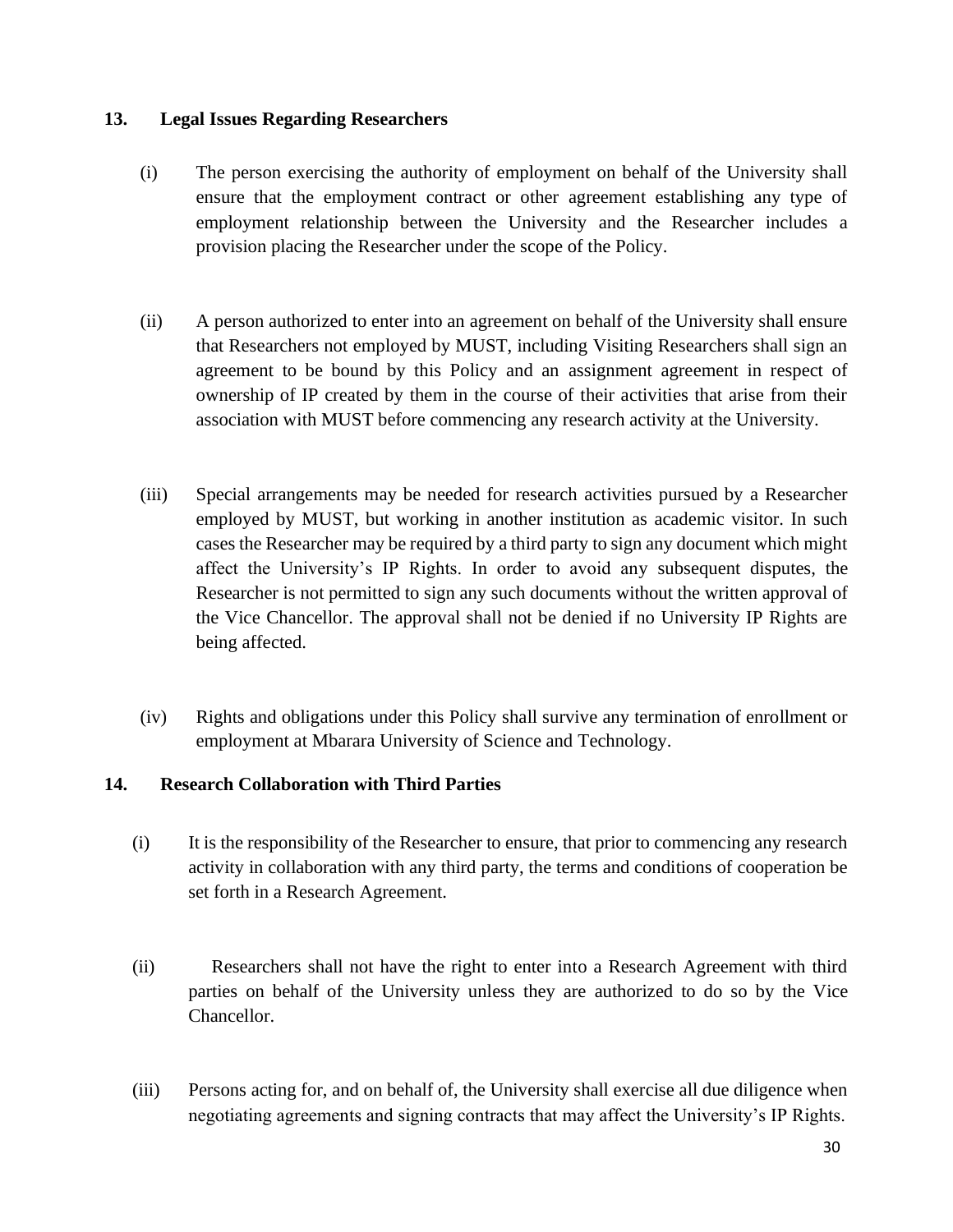## 13. Legal Issues Regarding Researchers

(i) The person exercising the authority of employment on behalf of the University shall ensure that the employment contract or other agreement establishing any type of employment relationship between the University and the Researcher includes a provision placing the Researcher under the scope of the Policy.

(ii) A person authorized to enter into an agreement on behalf of the University shall ensure that Researchers not employed by MUST, including Visiting Researchers shall sign an agreement to be bound by this Policy and an assignment agreement in respect of ownership of IP created by them in the course of their activities that arise from their association with MUST before commencing any research activity at the University.

(iii) Special arrangements may be needed for research activities pursued by a Researcher employed by MUST, but working in another institution as academic visitor. In such cases the Researcher may be required by a third party to sign any document which might affect the University's IP Rights. In order to avoid any subsequent disputes, the Researcher is not permitted to sign any such documents without the written approval of the Vice Chancellor. The approval shall not be denied if no University IP Rights are being affected.

(iv) Rights and obligations under this Policy shall survive any termination of enrollment or employment at Mbarara University of Science and Technology.

## 14. Research Collaboration with Third Parties

(i) It is the responsibility of the Researcher to ensure, that prior to commencing any research activity in collaboration with any third party, the terms and conditions of cooperation be set forth in a Research Agreement.

(ii) Researchers shall not have the right to enter into a Research Agreement with third parties on behalf of the University unless they are authorized to do so by the Vice Chancellor.

(iii) Persons acting for, and on behalf of, the University shall exercise all due diligence when negotiating agreements and signing contracts that may affect the University's IP Rights.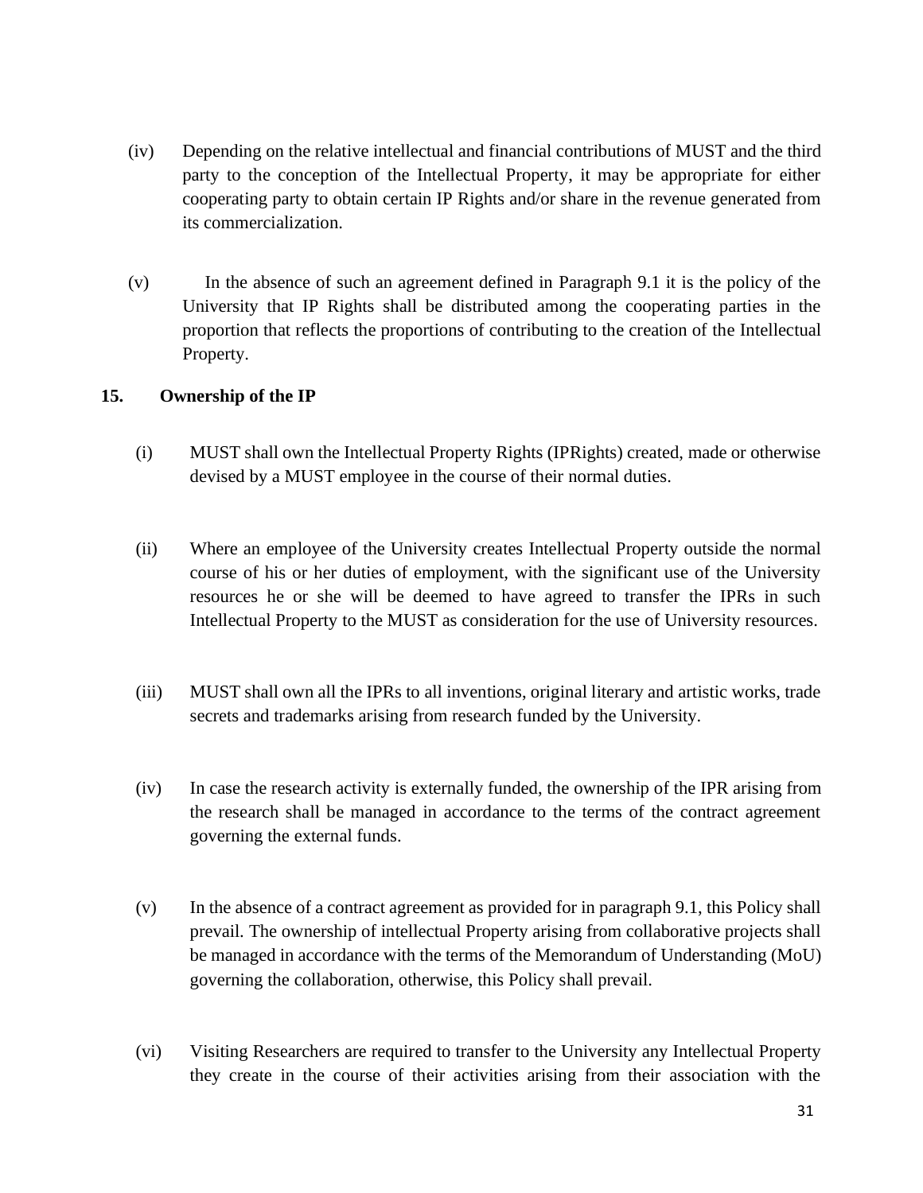(iv) Depending on the relative intellectual and financial contributions of MUST and the third party to the conception of the Intellectual Property, it may be appropriate for either cooperating party to obtain certain IP Rights and/or share in the revenue generated from its commercialization.

(v) In the absence of such an agreement defined in Paragraph 9.1 it is the policy of the University that IP Rights shall be distributed among the cooperating parties in the proportion that reflects the proportions of contributing to the creation of the Intellectual Property.

## 15. Ownership of the IP

(i) MUST shall own the Intellectual Property Rights (IPRights) created, made or otherwise devised by a MUST employee in the course of their normal duties.

(ii) Where an employee of the University creates Intellectual Property outside the normal course of his or her duties of employment, with the significant use of the University resources he or she will be deemed to have agreed to transfer the IPRs in such Intellectual Property to the MUST as consideration for the use of University resources.

(iii) MUST shall own all the IPRs to all inventions, original literary and artistic works, trade secrets and trademarks arising from research funded by the University.

(iv) In case the research activity is externally funded, the ownership of the IPR arising from the research shall be managed in accordance to the terms of the contract agreement governing the external funds.

(v) In the absence of a contract agreement as provided for in paragraph 9.1, this Policy shall prevail. The ownership of intellectual Property arising from collaborative projects shall be managed in accordance with the terms of the Memorandum of Understanding (MoU) governing the collaboration, otherwise, this Policy shall prevail.

(vi) Visiting Researchers are required to transfer to the University any Intellectual Property they create in the course of their activities arising from their association with the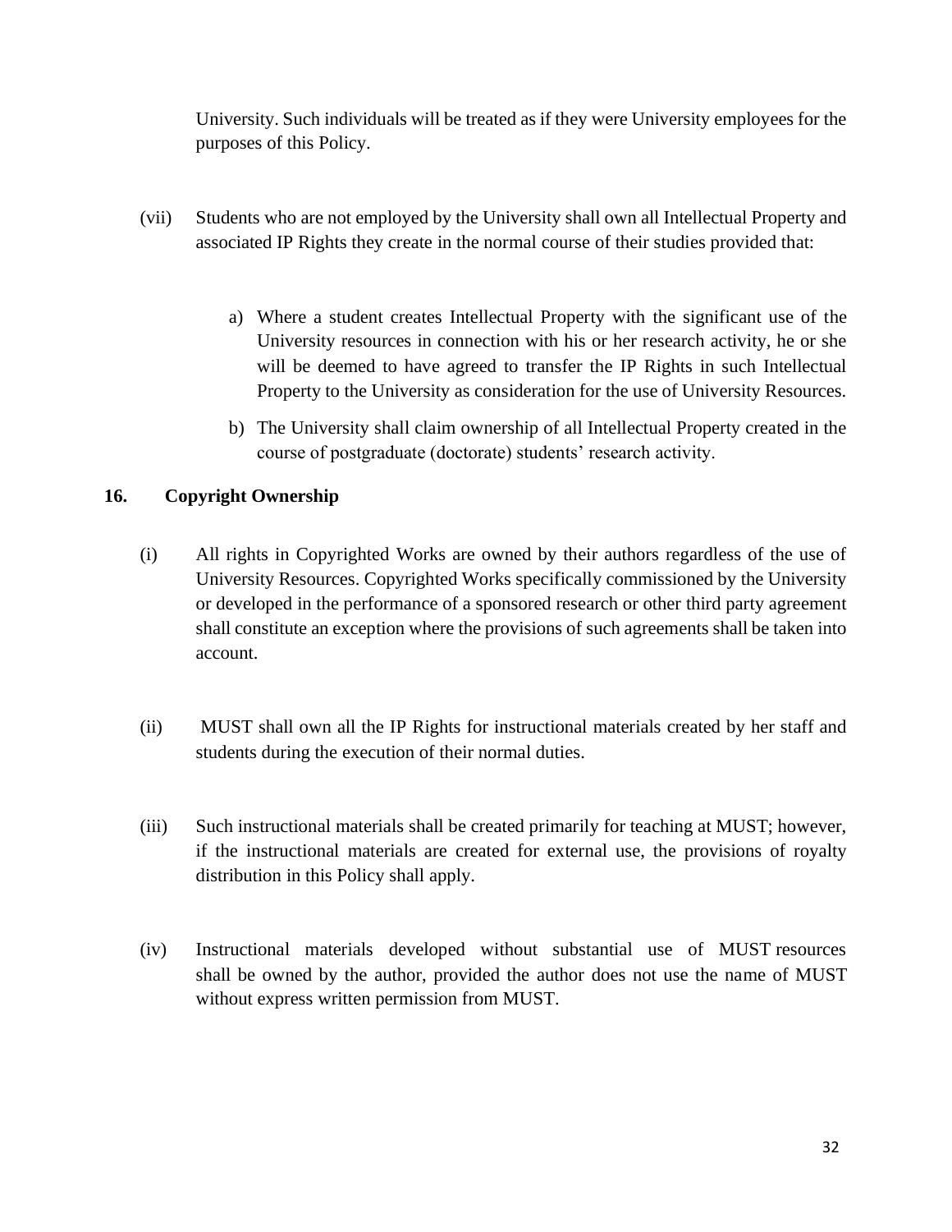University. Such individuals will be treated as if they were University employees for the purposes of this Policy.

(vii) Students who are not employed by the University shall own all Intellectual Property and associated IP Rights they create in the normal course of their studies provided that:

a) Where a student creates Intellectual Property with the significant use of the University resources in connection with his or her research activity, he or she will be deemed to have agreed to transfer the IP Rights in such Intellectual Property to the University as consideration for the use of University Resources.

b) The University shall claim ownership of all Intellectual Property created in the course of postgraduate (doctorate) students' research activity.

## 16. Copyright Ownership

(i) All rights in Copyrighted Works are owned by their authors regardless of the use of University Resources. Copyrighted Works specifically commissioned by the University or developed in the performance of a sponsored research or other third party agreement shall constitute an exception where the provisions of such agreements shall be taken into account.

(ii) MUST shall own all the IP Rights for instructional materials created by her staff and students during the execution of their normal duties.

(iii) Such instructional materials shall be created primarily for teaching at MUST; however, if the instructional materials are created for external use, the provisions of royalty distribution in this Policy shall apply.

(iv) Instructional materials developed without substantial use of MUST resources shall be owned by the author, provided the author does not use the name of MUST without express written permission from MUST.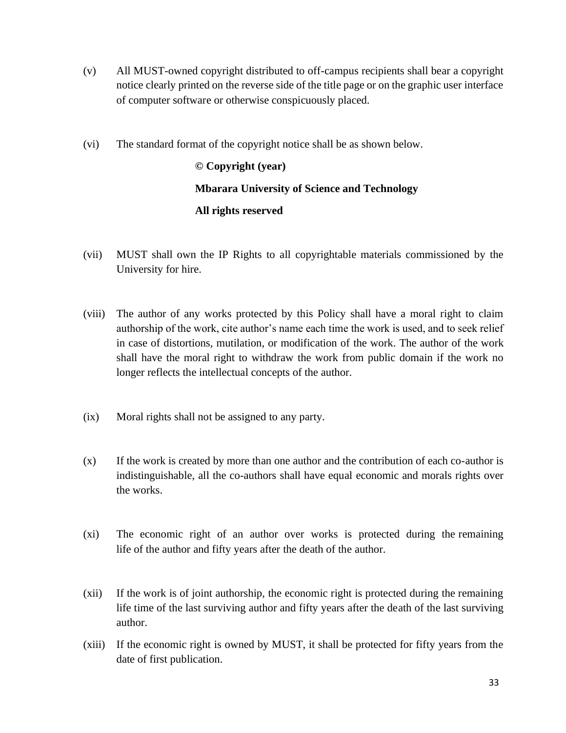(v) All MUST-owned copyright distributed to off-campus recipients shall bear a copyright notice clearly printed on the reverse side of the title page or on the graphic user interface of computer software or otherwise conspicuously placed.

(vi) The standard format of the copyright notice shall be as shown below.

> **© Copyright (year)**
>
> **Mbarara University of Science and Technology**
>
> **All rights reserved**

(vii) MUST shall own the IP Rights to all copyrightable materials commissioned by the University for hire.

(viii) The author of any works protected by this Policy shall have a moral right to claim authorship of the work, cite author's name each time the work is used, and to seek relief in case of distortions, mutilation, or modification of the work. The author of the work shall have the moral right to withdraw the work from public domain if the work no longer reflects the intellectual concepts of the author.

(ix) Moral rights shall not be assigned to any party.

(x) If the work is created by more than one author and the contribution of each co-author is indistinguishable, all the co-authors shall have equal economic and morals rights over the works.

(xi) The economic right of an author over works is protected during the remaining life of the author and fifty years after the death of the author.

(xii) If the work is of joint authorship, the economic right is protected during the remaining life time of the last surviving author and fifty years after the death of the last surviving author.

(xiii) If the economic right is owned by MUST, it shall be protected for fifty years from the date of first publication.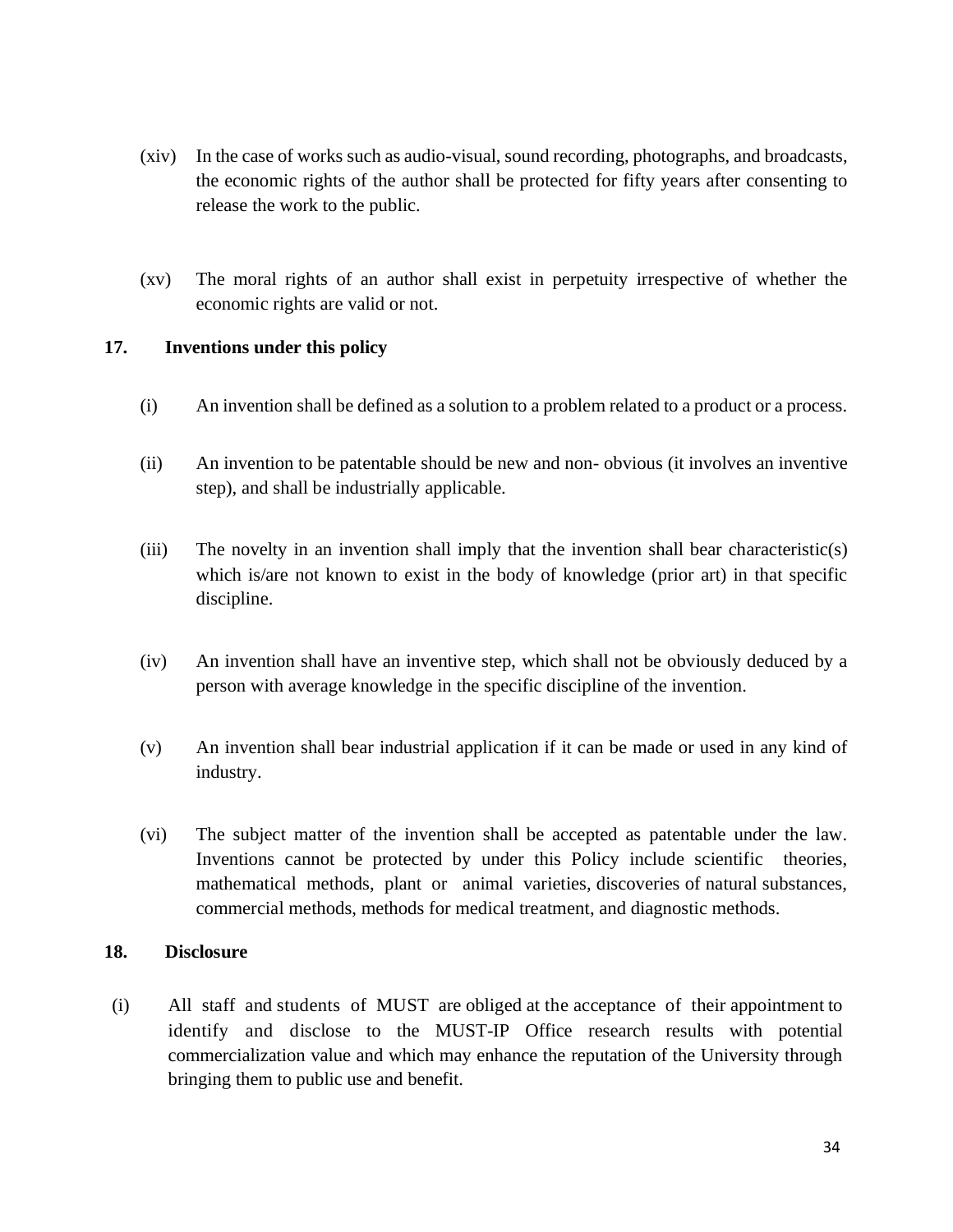(xiv) In the case of works such as audio-visual, sound recording, photographs, and broadcasts, the economic rights of the author shall be protected for fifty years after consenting to release the work to the public.

(xv) The moral rights of an author shall exist in perpetuity irrespective of whether the economic rights are valid or not.

## 17. Inventions under this policy

(i) An invention shall be defined as a solution to a problem related to a product or a process.

(ii) An invention to be patentable should be new and non- obvious (it involves an inventive step), and shall be industrially applicable.

(iii) The novelty in an invention shall imply that the invention shall bear characteristic(s) which is/are not known to exist in the body of knowledge (prior art) in that specific discipline.

(iv) An invention shall have an inventive step, which shall not be obviously deduced by a person with average knowledge in the specific discipline of the invention.

(v) An invention shall bear industrial application if it can be made or used in any kind of industry.

(vi) The subject matter of the invention shall be accepted as patentable under the law. Inventions cannot be protected by under this Policy include scientific theories, mathematical methods, plant or animal varieties, discoveries of natural substances, commercial methods, methods for medical treatment, and diagnostic methods.

## 18. Disclosure

(i) All staff and students of MUST are obliged at the acceptance of their appointment to identify and disclose to the MUST-IP Office research results with potential commercialization value and which may enhance the reputation of the University through bringing them to public use and benefit.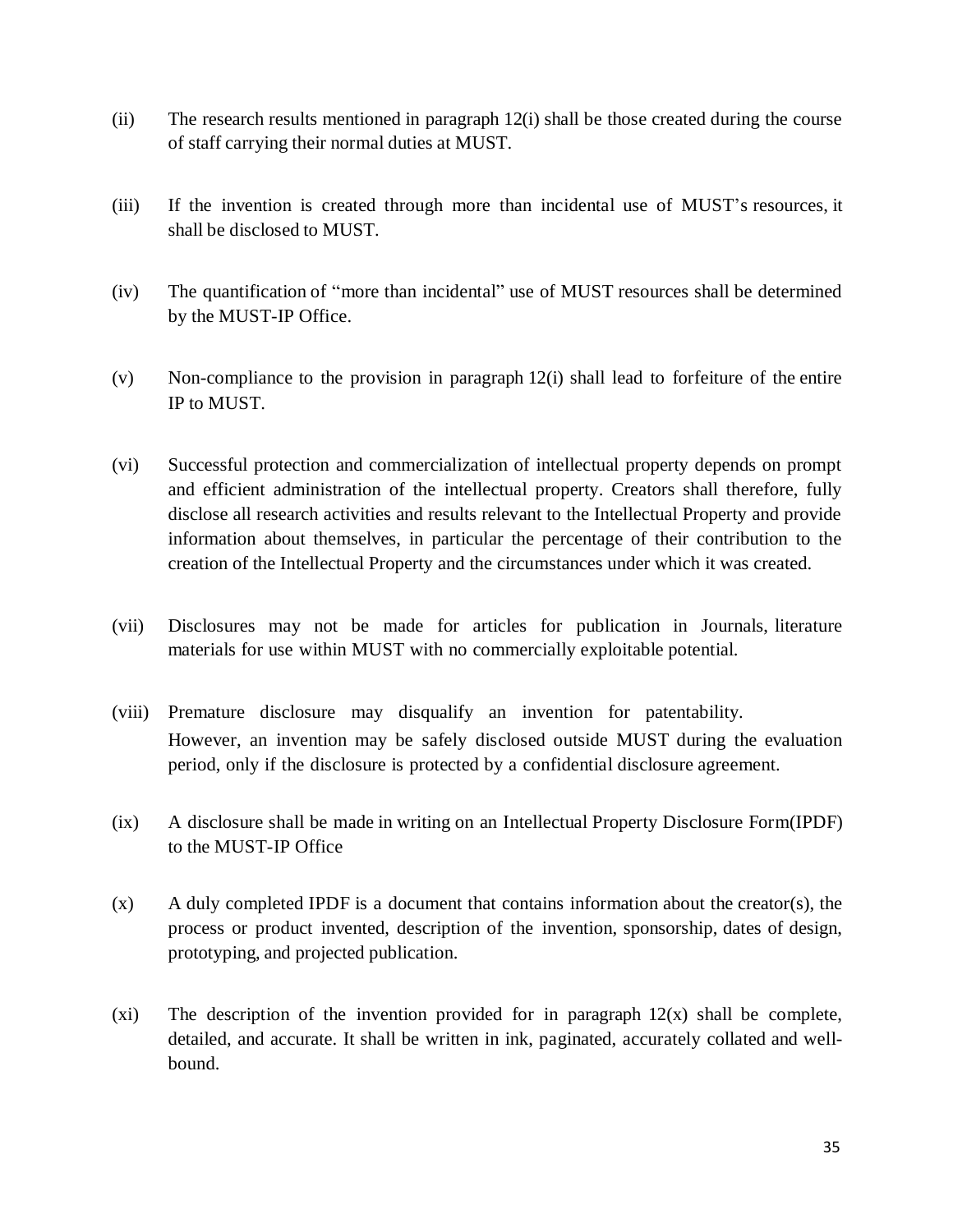(ii) The research results mentioned in paragraph 12(i) shall be those created during the course of staff carrying their normal duties at MUST.

(iii) If the invention is created through more than incidental use of MUST's resources, it shall be disclosed to MUST.

(iv) The quantification of "more than incidental" use of MUST resources shall be determined by the MUST-IP Office.

(v) Non-compliance to the provision in paragraph 12(i) shall lead to forfeiture of the entire IP to MUST.

(vi) Successful protection and commercialization of intellectual property depends on prompt and efficient administration of the intellectual property. Creators shall therefore, fully disclose all research activities and results relevant to the Intellectual Property and provide information about themselves, in particular the percentage of their contribution to the creation of the Intellectual Property and the circumstances under which it was created.

(vii) Disclosures may not be made for articles for publication in Journals, literature materials for use within MUST with no commercially exploitable potential.

(viii) Premature disclosure may disqualify an invention for patentability. However, an invention may be safely disclosed outside MUST during the evaluation period, only if the disclosure is protected by a confidential disclosure agreement.

(ix) A disclosure shall be made in writing on an Intellectual Property Disclosure Form(IPDF) to the MUST-IP Office

(x) A duly completed IPDF is a document that contains information about the creator(s), the process or product invented, description of the invention, sponsorship, dates of design, prototyping, and projected publication.

(xi) The description of the invention provided for in paragraph 12(x) shall be complete, detailed, and accurate. It shall be written in ink, paginated, accurately collated and well-bound.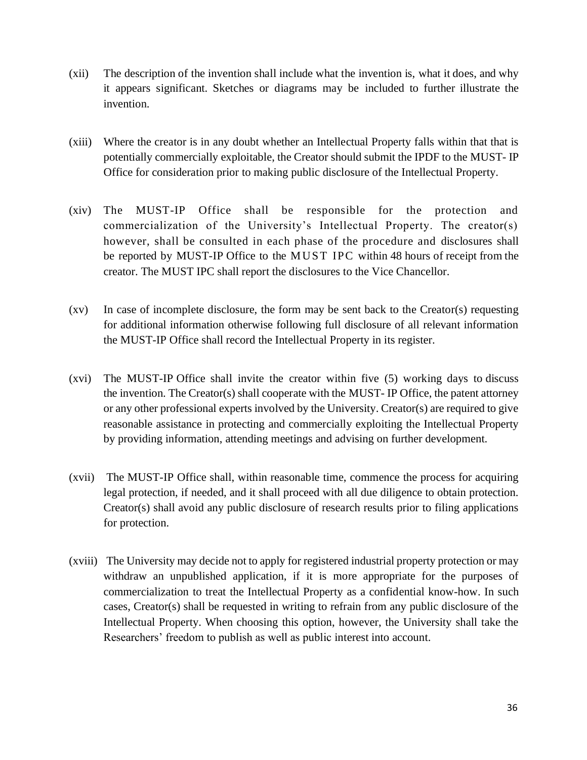(xii) The description of the invention shall include what the invention is, what it does, and why it appears significant. Sketches or diagrams may be included to further illustrate the invention.

(xiii) Where the creator is in any doubt whether an Intellectual Property falls within that that is potentially commercially exploitable, the Creator should submit the IPDF to the MUST- IP Office for consideration prior to making public disclosure of the Intellectual Property.

(xiv) The MUST-IP Office shall be responsible for the protection and commercialization of the University's Intellectual Property. The creator(s) however, shall be consulted in each phase of the procedure and disclosures shall be reported by MUST-IP Office to the MUST IPC within 48 hours of receipt from the creator. The MUST IPC shall report the disclosures to the Vice Chancellor.

(xv) In case of incomplete disclosure, the form may be sent back to the Creator(s) requesting for additional information otherwise following full disclosure of all relevant information the MUST-IP Office shall record the Intellectual Property in its register.

(xvi) The MUST-IP Office shall invite the creator within five (5) working days to discuss the invention. The Creator(s) shall cooperate with the MUST- IP Office, the patent attorney or any other professional experts involved by the University. Creator(s) are required to give reasonable assistance in protecting and commercially exploiting the Intellectual Property by providing information, attending meetings and advising on further development.

(xvii) The MUST-IP Office shall, within reasonable time, commence the process for acquiring legal protection, if needed, and it shall proceed with all due diligence to obtain protection. Creator(s) shall avoid any public disclosure of research results prior to filing applications for protection.

(xviii) The University may decide not to apply for registered industrial property protection or may withdraw an unpublished application, if it is more appropriate for the purposes of commercialization to treat the Intellectual Property as a confidential know-how. In such cases, Creator(s) shall be requested in writing to refrain from any public disclosure of the Intellectual Property. When choosing this option, however, the University shall take the Researchers' freedom to publish as well as public interest into account.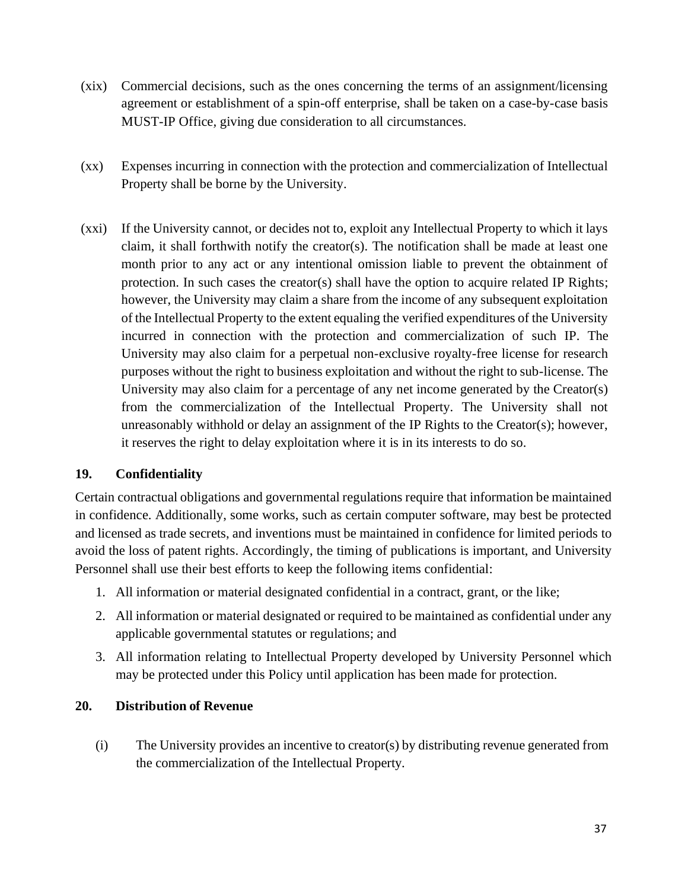(xix) Commercial decisions, such as the ones concerning the terms of an assignment/licensing agreement or establishment of a spin-off enterprise, shall be taken on a case-by-case basis MUST-IP Office, giving due consideration to all circumstances.

(xx) Expenses incurring in connection with the protection and commercialization of Intellectual Property shall be borne by the University.

(xxi) If the University cannot, or decides not to, exploit any Intellectual Property to which it lays claim, it shall forthwith notify the creator(s). The notification shall be made at least one month prior to any act or any intentional omission liable to prevent the obtainment of protection. In such cases the creator(s) shall have the option to acquire related IP Rights; however, the University may claim a share from the income of any subsequent exploitation of the Intellectual Property to the extent equaling the verified expenditures of the University incurred in connection with the protection and commercialization of such IP. The University may also claim for a perpetual non-exclusive royalty-free license for research purposes without the right to business exploitation and without the right to sub-license. The University may also claim for a percentage of any net income generated by the Creator(s) from the commercialization of the Intellectual Property. The University shall not unreasonably withhold or delay an assignment of the IP Rights to the Creator(s); however, it reserves the right to delay exploitation where it is in its interests to do so.

## 19. Confidentiality

Certain contractual obligations and governmental regulations require that information be maintained in confidence. Additionally, some works, such as certain computer software, may best be protected and licensed as trade secrets, and inventions must be maintained in confidence for limited periods to avoid the loss of patent rights. Accordingly, the timing of publications is important, and University Personnel shall use their best efforts to keep the following items confidential:

1. All information or material designated confidential in a contract, grant, or the like;
2. All information or material designated or required to be maintained as confidential under any applicable governmental statutes or regulations; and
3. All information relating to Intellectual Property developed by University Personnel which may be protected under this Policy until application has been made for protection.

## 20. Distribution of Revenue

(i) The University provides an incentive to creator(s) by distributing revenue generated from the commercialization of the Intellectual Property.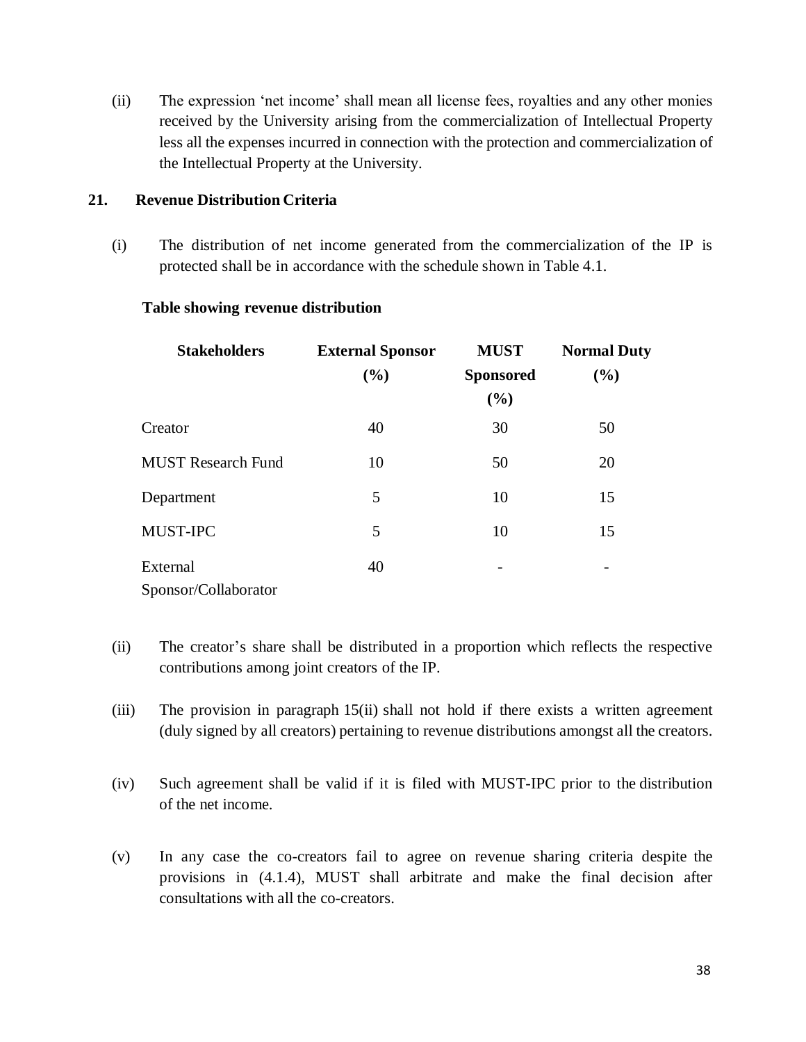(ii) The expression 'net income' shall mean all license fees, royalties and any other monies received by the University arising from the commercialization of Intellectual Property less all the expenses incurred in connection with the protection and commercialization of the Intellectual Property at the University.

## 21. Revenue Distribution Criteria

(i) The distribution of net income generated from the commercialization of the IP is protected shall be in accordance with the schedule shown in Table 4.1.

**Table showing revenue distribution**

| Stakeholders | External Sponsor (%) | MUST Sponsored (%) | Normal Duty (%) |
|---|---|---|---|
| Creator | 40 | 30 | 50 |
| MUST Research Fund | 10 | 50 | 20 |
| Department | 5 | 10 | 15 |
| MUST-IPC | 5 | 10 | 15 |
| External Sponsor/Collaborator | 40 | - | - |

(ii) The creator's share shall be distributed in a proportion which reflects the respective contributions among joint creators of the IP.

(iii) The provision in paragraph 15(ii) shall not hold if there exists a written agreement (duly signed by all creators) pertaining to revenue distributions amongst all the creators.

(iv) Such agreement shall be valid if it is filed with MUST-IPC prior to the distribution of the net income.

(v) In any case the co-creators fail to agree on revenue sharing criteria despite the provisions in (4.1.4), MUST shall arbitrate and make the final decision after consultations with all the co-creators.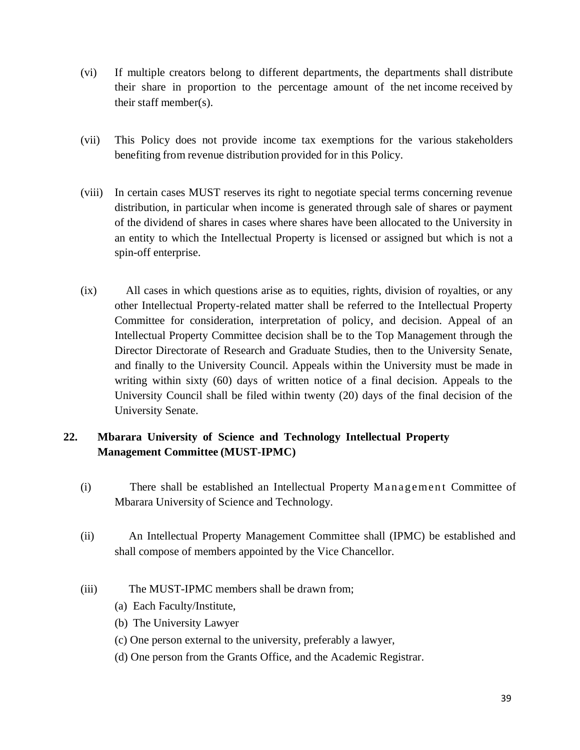(vi) If multiple creators belong to different departments, the departments shall distribute their share in proportion to the percentage amount of the net income received by their staff member(s).

(vii) This Policy does not provide income tax exemptions for the various stakeholders benefiting from revenue distribution provided for in this Policy.

(viii) In certain cases MUST reserves its right to negotiate special terms concerning revenue distribution, in particular when income is generated through sale of shares or payment of the dividend of shares in cases where shares have been allocated to the University in an entity to which the Intellectual Property is licensed or assigned but which is not a spin-off enterprise.

(ix) All cases in which questions arise as to equities, rights, division of royalties, or any other Intellectual Property-related matter shall be referred to the Intellectual Property Committee for consideration, interpretation of policy, and decision. Appeal of an Intellectual Property Committee decision shall be to the Top Management through the Director Directorate of Research and Graduate Studies, then to the University Senate, and finally to the University Council. Appeals within the University must be made in writing within sixty (60) days of written notice of a final decision. Appeals to the University Council shall be filed within twenty (20) days of the final decision of the University Senate.

## 22. Mbarara University of Science and Technology Intellectual Property Management Committee (MUST-IPMC)

(i) There shall be established an Intellectual Property Management Committee of Mbarara University of Science and Technology.

(ii) An Intellectual Property Management Committee shall (IPMC) be established and shall compose of members appointed by the Vice Chancellor.

(iii) The MUST-IPMC members shall be drawn from;

(a) Each Faculty/Institute,

(b) The University Lawyer

(c) One person external to the university, preferably a lawyer,

(d) One person from the Grants Office, and the Academic Registrar.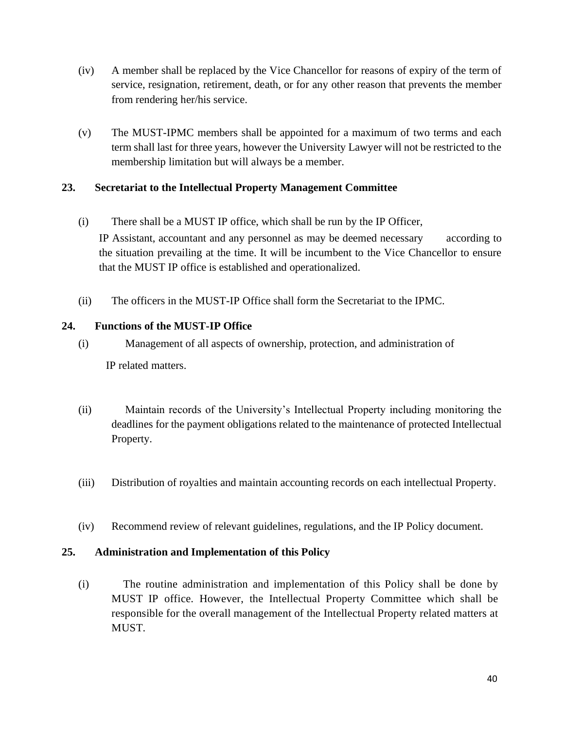(iv) A member shall be replaced by the Vice Chancellor for reasons of expiry of the term of service, resignation, retirement, death, or for any other reason that prevents the member from rendering her/his service.

(v) The MUST-IPMC members shall be appointed for a maximum of two terms and each term shall last for three years, however the University Lawyer will not be restricted to the membership limitation but will always be a member.

### 23. Secretariat to the Intellectual Property Management Committee

(i) There shall be a MUST IP office, which shall be run by the IP Officer, IP Assistant, accountant and any personnel as may be deemed necessary according to the situation prevailing at the time. It will be incumbent to the Vice Chancellor to ensure that the MUST IP office is established and operationalized.

(ii) The officers in the MUST-IP Office shall form the Secretariat to the IPMC.

### 24. Functions of the MUST-IP Office

(i) Management of all aspects of ownership, protection, and administration of IP related matters.

(ii) Maintain records of the University's Intellectual Property including monitoring the deadlines for the payment obligations related to the maintenance of protected Intellectual Property.

(iii) Distribution of royalties and maintain accounting records on each intellectual Property.

(iv) Recommend review of relevant guidelines, regulations, and the IP Policy document.

### 25. Administration and Implementation of this Policy

(i) The routine administration and implementation of this Policy shall be done by MUST IP office. However, the Intellectual Property Committee which shall be responsible for the overall management of the Intellectual Property related matters at MUST.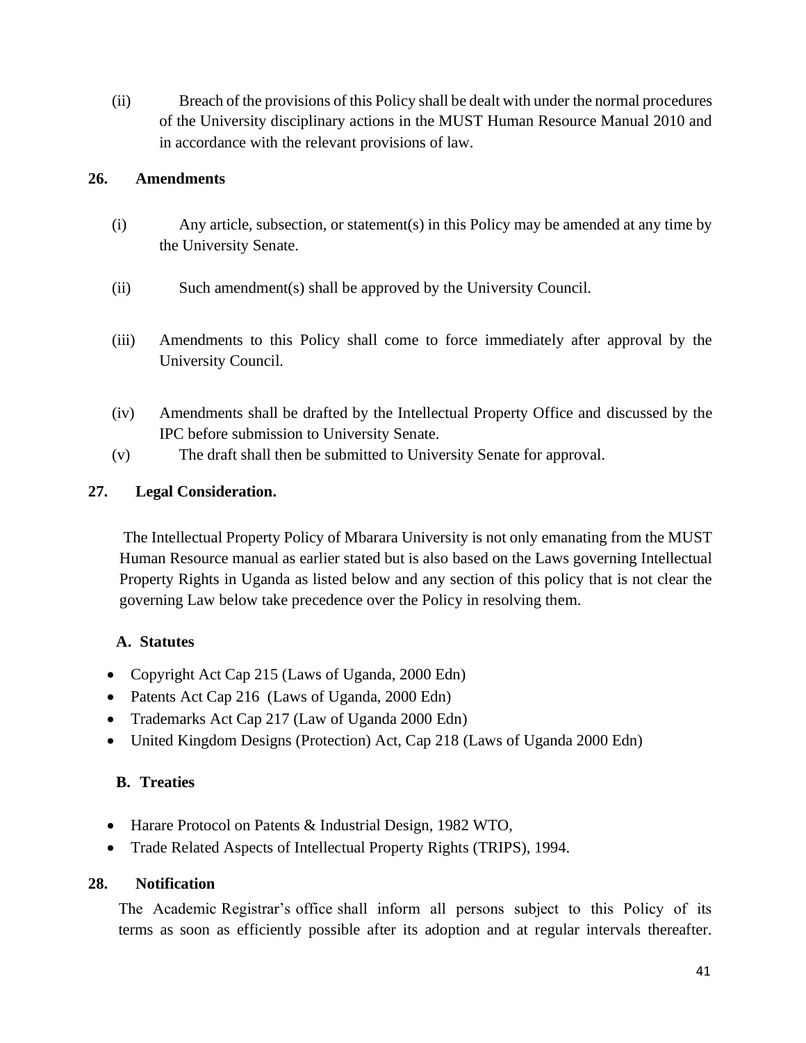(ii) Breach of the provisions of this Policy shall be dealt with under the normal procedures of the University disciplinary actions in the MUST Human Resource Manual 2010 and in accordance with the relevant provisions of law.

## 26. Amendments

(i) Any article, subsection, or statement(s) in this Policy may be amended at any time by the University Senate.

(ii) Such amendment(s) shall be approved by the University Council.

(iii) Amendments to this Policy shall come to force immediately after approval by the University Council.

(iv) Amendments shall be drafted by the Intellectual Property Office and discussed by the IPC before submission to University Senate.

(v) The draft shall then be submitted to University Senate for approval.

## 27. Legal Consideration.

The Intellectual Property Policy of Mbarara University is not only emanating from the MUST Human Resource manual as earlier stated but is also based on the Laws governing Intellectual Property Rights in Uganda as listed below and any section of this policy that is not clear the governing Law below take precedence over the Policy in resolving them.

### A. Statutes

- Copyright Act Cap 215 (Laws of Uganda, 2000 Edn)
- Patents Act Cap 216 (Laws of Uganda, 2000 Edn)
- Trademarks Act Cap 217 (Law of Uganda 2000 Edn)
- United Kingdom Designs (Protection) Act, Cap 218 (Laws of Uganda 2000 Edn)

### B. Treaties

- Harare Protocol on Patents & Industrial Design, 1982 WTO,
- Trade Related Aspects of Intellectual Property Rights (TRIPS), 1994.

## 28. Notification

The Academic Registrar's office shall inform all persons subject to this Policy of its terms as soon as efficiently possible after its adoption and at regular intervals thereafter.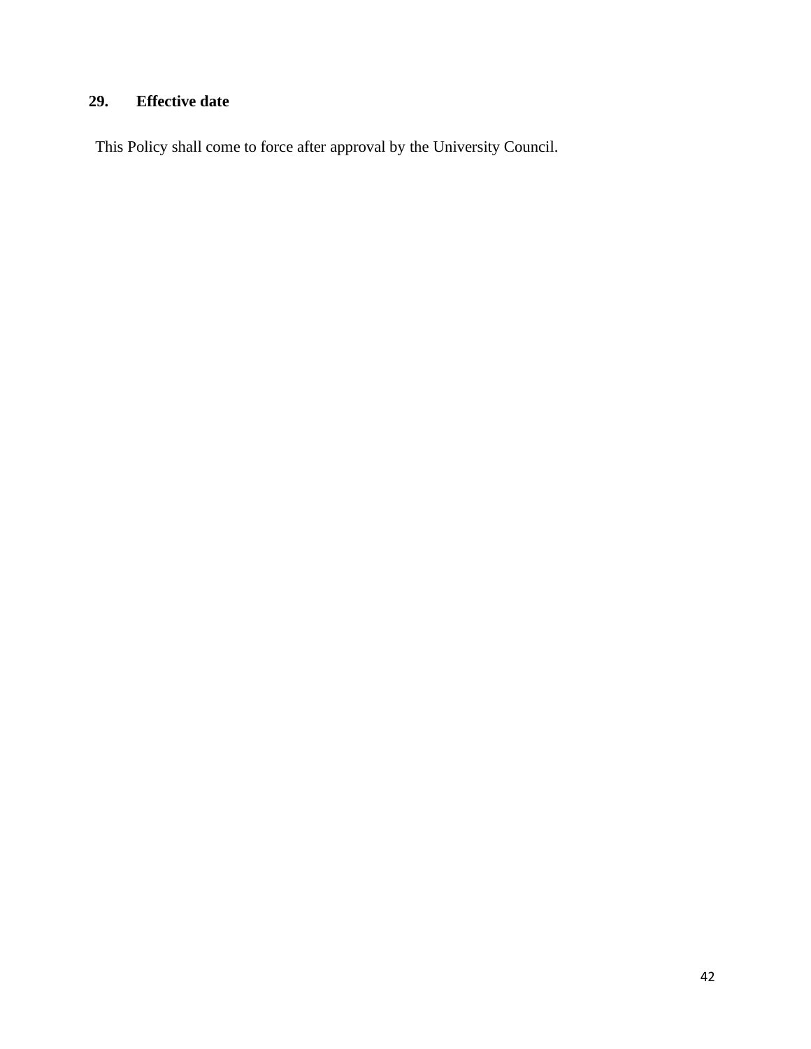## 29. Effective date

This Policy shall come to force after approval by the University Council.